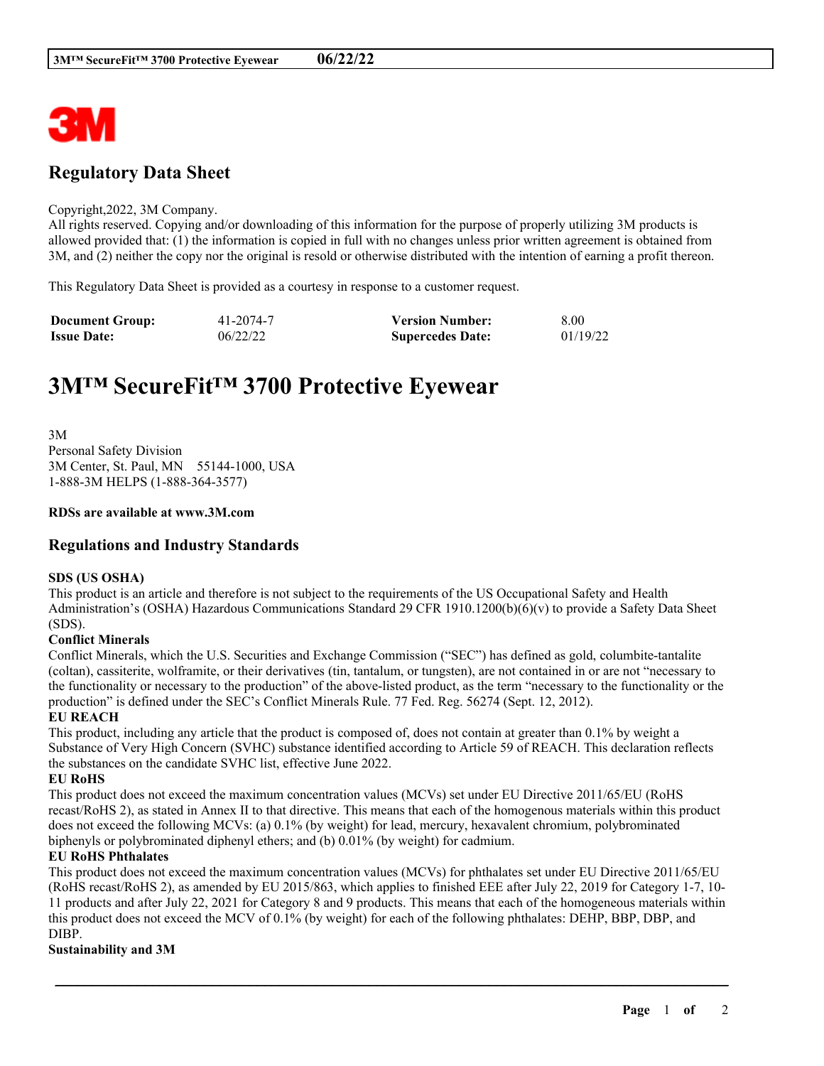## Regulatory Data Sheet

Copyright,2022, 3M Company.
All rights reserved. Copying and/or downloading of this information for the purpose of properly utilizing 3M products is allowed provided that: (1) the information is copied in full with no changes unless prior written agreement is obtained from 3M, and (2) neither the copy nor the original is resold or otherwise distributed with the intention of earning a profit thereon.

This Regulatory Data Sheet is provided as a courtesy in response to a customer request.

| **Document Group:** | 41-2074-7 | **Version Number:** | 8.00 |
| --- | --- | --- | --- |
| **Issue Date:** | 06/22/22 | **Supercedes Date:** | 01/19/22 |

# 3M™ SecureFit™ 3700 Protective Eyewear

3M
Personal Safety Division
3M Center, St. Paul, MN 55144-1000, USA
1-888-3M HELPS (1-888-364-3577)

**RDSs are available at www.3M.com**

## Regulations and Industry Standards

**SDS (US OSHA)**
This product is an article and therefore is not subject to the requirements of the US Occupational Safety and Health Administration's (OSHA) Hazardous Communications Standard 29 CFR 1910.1200(b)(6)(v) to provide a Safety Data Sheet (SDS).

**Conflict Minerals**
Conflict Minerals, which the U.S. Securities and Exchange Commission ("SEC") has defined as gold, columbite-tantalite (coltan), cassiterite, wolframite, or their derivatives (tin, tantalum, or tungsten), are not contained in or are not "necessary to the functionality or necessary to the production" of the above-listed product, as the term "necessary to the functionality or the production" is defined under the SEC's Conflict Minerals Rule. 77 Fed. Reg. 56274 (Sept. 12, 2012).

**EU REACH**
This product, including any article that the product is composed of, does not contain at greater than 0.1% by weight a Substance of Very High Concern (SVHC) substance identified according to Article 59 of REACH. This declaration reflects the substances on the candidate SVHC list, effective June 2022.

**EU RoHS**
This product does not exceed the maximum concentration values (MCVs) set under EU Directive 2011/65/EU (RoHS recast/RoHS 2), as stated in Annex II to that directive. This means that each of the homogenous materials within this product does not exceed the following MCVs: (a) 0.1% (by weight) for lead, mercury, hexavalent chromium, polybrominated biphenyls or polybrominated diphenyl ethers; and (b) 0.01% (by weight) for cadmium.

**EU RoHS Phthalates**
This product does not exceed the maximum concentration values (MCVs) for phthalates set under EU Directive 2011/65/EU (RoHS recast/RoHS 2), as amended by EU 2015/863, which applies to finished EEE after July 22, 2019 for Category 1-7, 10-11 products and after July 22, 2021 for Category 8 and 9 products. This means that each of the homogeneous materials within this product does not exceed the MCV of 0.1% (by weight) for each of the following phthalates: DEHP, BBP, DBP, and DIBP.

**Sustainability and 3M**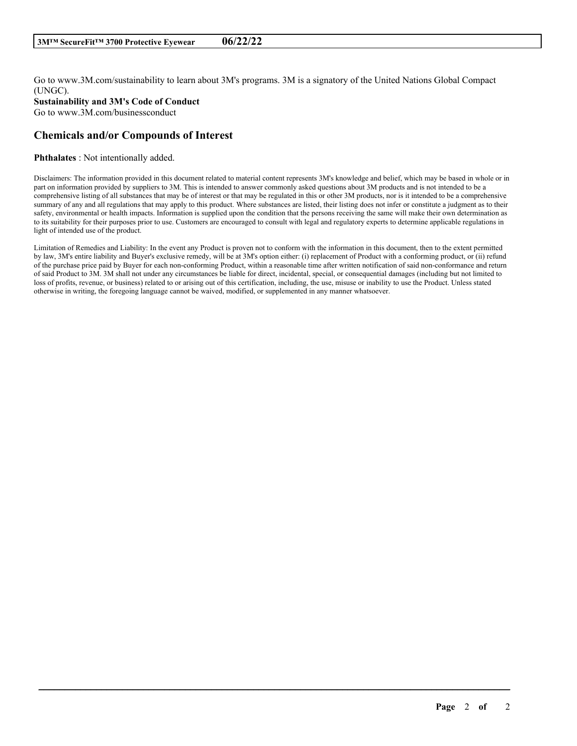Go to www.3M.com/sustainability to learn about 3M's programs. 3M is a signatory of the United Nations Global Compact (UNGC).

**Sustainability and 3M's Code of Conduct**

Go to www.3M.com/businessconduct

## Chemicals and/or Compounds of Interest

**Phthalates** : Not intentionally added.

Disclaimers: The information provided in this document related to material content represents 3M's knowledge and belief, which may be based in whole or in part on information provided by suppliers to 3M. This is intended to answer commonly asked questions about 3M products and is not intended to be a comprehensive listing of all substances that may be of interest or that may be regulated in this or other 3M products, nor is it intended to be a comprehensive summary of any and all regulations that may apply to this product. Where substances are listed, their listing does not infer or constitute a judgment as to their safety, environmental or health impacts. Information is supplied upon the condition that the persons receiving the same will make their own determination as to its suitability for their purposes prior to use. Customers are encouraged to consult with legal and regulatory experts to determine applicable regulations in light of intended use of the product.

Limitation of Remedies and Liability: In the event any Product is proven not to conform with the information in this document, then to the extent permitted by law, 3M's entire liability and Buyer's exclusive remedy, will be at 3M's option either: (i) replacement of Product with a conforming product, or (ii) refund of the purchase price paid by Buyer for each non-conforming Product, within a reasonable time after written notification of said non-conformance and return of said Product to 3M. 3M shall not under any circumstances be liable for direct, incidental, special, or consequential damages (including but not limited to loss of profits, revenue, or business) related to or arising out of this certification, including, the use, misuse or inability to use the Product. Unless stated otherwise in writing, the foregoing language cannot be waived, modified, or supplemented in any manner whatsoever.